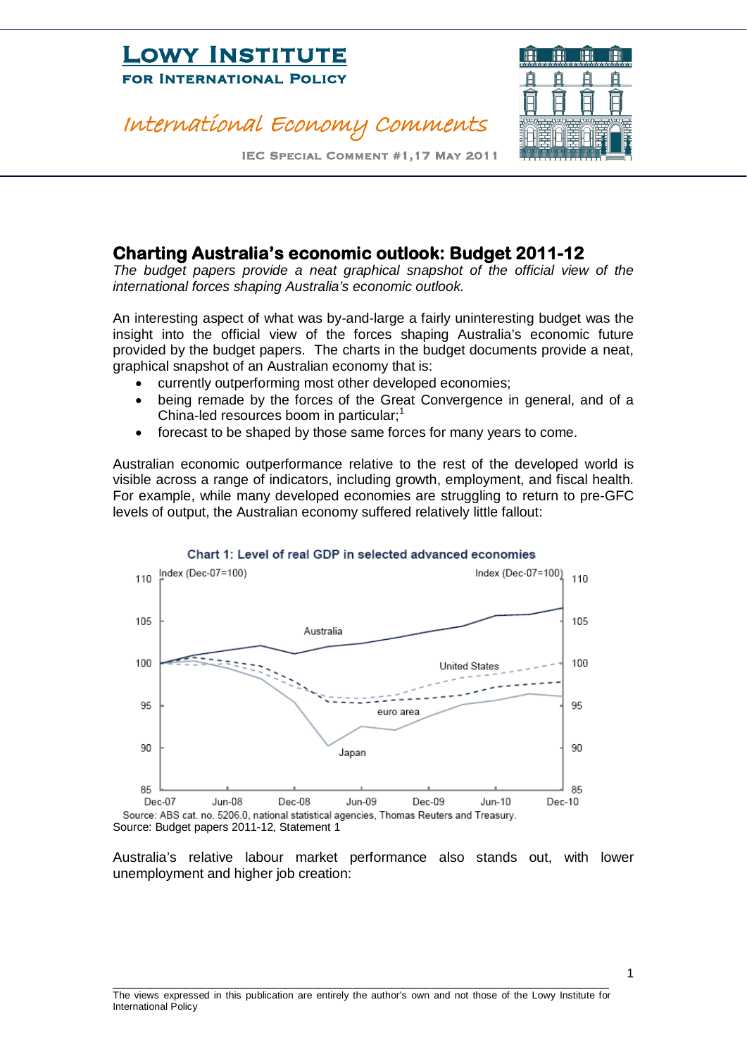# Lowy Institute for International Policy

*International Economy Comments*

IEC Special Comment #1, 17 May 2011

## Charting Australia's economic outlook: Budget 2011-12

*The budget papers provide a neat graphical snapshot of the official view of the international forces shaping Australia's economic outlook.*

An interesting aspect of what was by-and-large a fairly uninteresting budget was the insight into the official view of the forces shaping Australia's economic future provided by the budget papers. The charts in the budget documents provide a neat, graphical snapshot of an Australian economy that is:

- currently outperforming most other developed economies;
- being remade by the forces of the Great Convergence in general, and of a China-led resources boom in particular;[1]
- forecast to be shaped by those same forces for many years to come.

Australian economic outperformance relative to the rest of the developed world is visible across a range of indicators, including growth, employment, and fiscal health. For example, while many developed economies are struggling to return to pre-GFC levels of output, the Australian economy suffered relatively little fallout:

Chart 1: Level of real GDP in selected advanced economies

Source: ABS cat. no. 5206.0, national statistical agencies, Thomas Reuters and Treasury.

Source: Budget papers 2011-12, Statement 1

Australia's relative labour market performance also stands out, with lower unemployment and higher job creation:

The views expressed in this publication are entirely the author's own and not those of the Lowy Institute for International Policy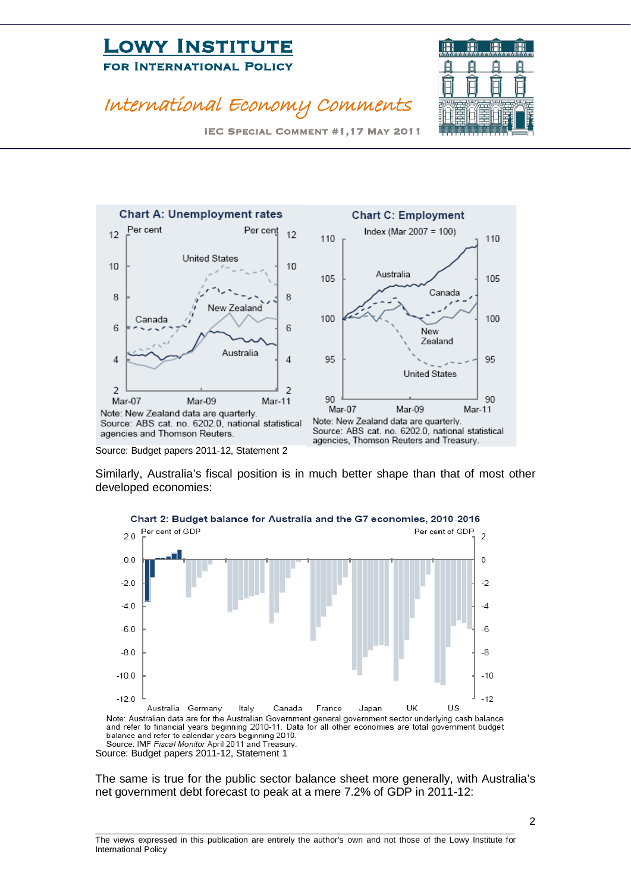Chart A: Unemployment rates

Note: New Zealand data are quarterly.
Source: ABS cat. no. 6202.0, national statistical agencies and Thomson Reuters.

Chart C: Employment

Note: New Zealand data are quarterly.
Source: ABS cat. no. 6202.0, national statistical agencies, Thomson Reuters and Treasury.

Source: Budget papers 2011-12, Statement 2

Similarly, Australia's fiscal position is in much better shape than that of most other developed economies:

Chart 2: Budget balance for Australia and the G7 economies, 2010-2016

Note: Australian data are for the Australian Government general government sector underlying cash balance and refer to financial years beginning 2010-11. Data for all other economies are total government budget balance and refer to calendar years beginning 2010.
Source: IMF *Fiscal Monitor* April 2011 and Treasury.

Source: Budget papers 2011-12, Statement 1

The same is true for the public sector balance sheet more generally, with Australia's net government debt forecast to peak at a mere 7.2% of GDP in 2011-12: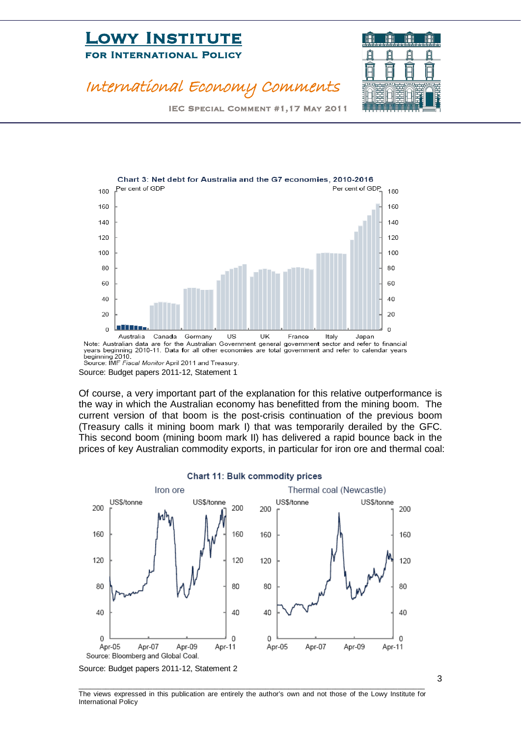**Chart 3: Net debt for Australia and the G7 economies, 2010-2016**

Note: Australian data are for the Australian Government general government sector and refer to financial years beginning 2010-11. Data for all other economies are total government and refer to calendar years beginning 2010.
Source: IMF *Fiscal Monitor* April 2011 and Treasury.

Source: Budget papers 2011-12, Statement 1

Of course, a very important part of the explanation for this relative outperformance is the way in which the Australian economy has benefitted from the mining boom. The current version of that boom is the post-crisis continuation of the previous boom (Treasury calls it mining boom mark I) that was temporarily derailed by the GFC. This second boom (mining boom mark II) has delivered a rapid bounce back in the prices of key Australian commodity exports, in particular for iron ore and thermal coal:

**Chart 11: Bulk commodity prices**

Source: Bloomberg and Global Coal.

Source: Budget papers 2011-12, Statement 2

The views expressed in this publication are entirely the author's own and not those of the Lowy Institute for International Policy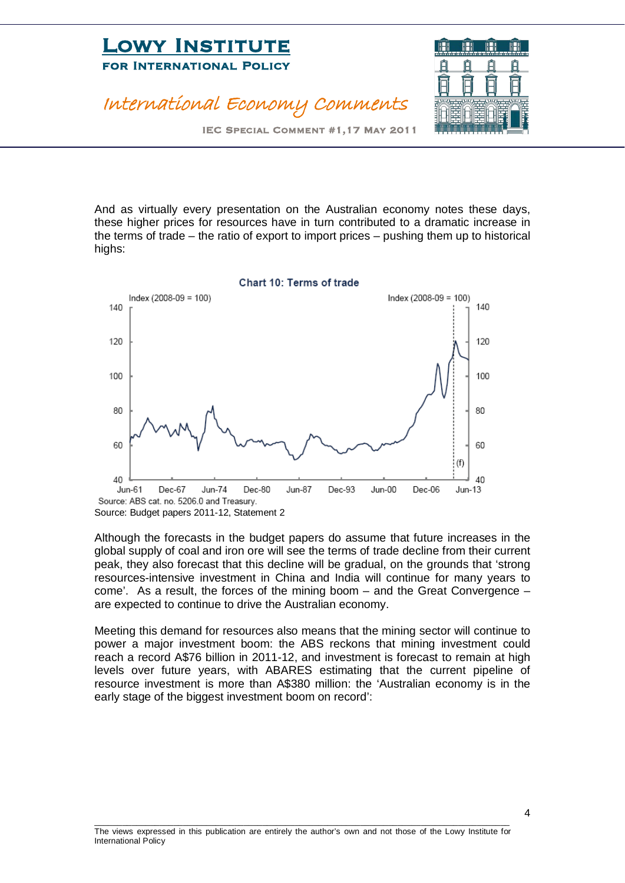And as virtually every presentation on the Australian economy notes these days, these higher prices for resources have in turn contributed to a dramatic increase in the terms of trade – the ratio of export to import prices – pushing them up to historical highs:

**Chart 10: Terms of trade**

Source: ABS cat. no. 5206.0 and Treasury.

Source: Budget papers 2011-12, Statement 2

Although the forecasts in the budget papers do assume that future increases in the global supply of coal and iron ore will see the terms of trade decline from their current peak, they also forecast that this decline will be gradual, on the grounds that 'strong resources-intensive investment in China and India will continue for many years to come'. As a result, the forces of the mining boom – and the Great Convergence – are expected to continue to drive the Australian economy.

Meeting this demand for resources also means that the mining sector will continue to power a major investment boom: the ABS reckons that mining investment could reach a record A$76 billion in 2011-12, and investment is forecast to remain at high levels over future years, with ABARES estimating that the current pipeline of resource investment is more than A$380 million: the 'Australian economy is in the early stage of the biggest investment boom on record':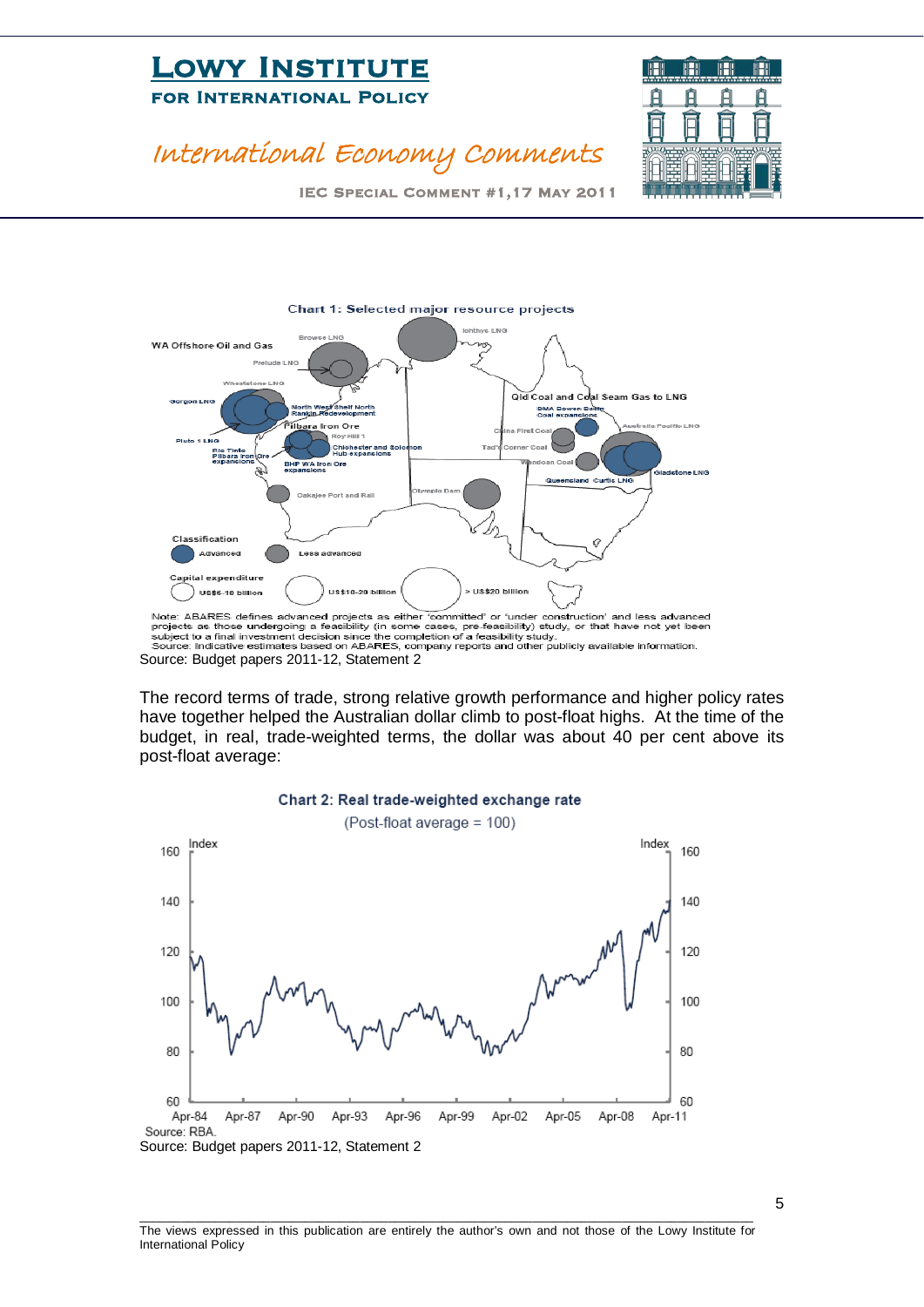Chart 1: Selected major resource projects

Note: ABARES defines advanced projects as either 'committed' or 'under construction' and less advanced projects as those undergoing a feasibility (in some cases, pre-feasibility) study, or that have not yet been subject to a final investment decision since the completion of a feasibility study.
Source: Indicative estimates based on ABARES, company reports and other publicly available information.

Source: Budget papers 2011-12, Statement 2

The record terms of trade, strong relative growth performance and higher policy rates have together helped the Australian dollar climb to post-float highs. At the time of the budget, in real, trade-weighted terms, the dollar was about 40 per cent above its post-float average:

Chart 2: Real trade-weighted exchange rate

(Post-float average = 100)

Source: RBA.

Source: Budget papers 2011-12, Statement 2

The views expressed in this publication are entirely the author's own and not those of the Lowy Institute for International Policy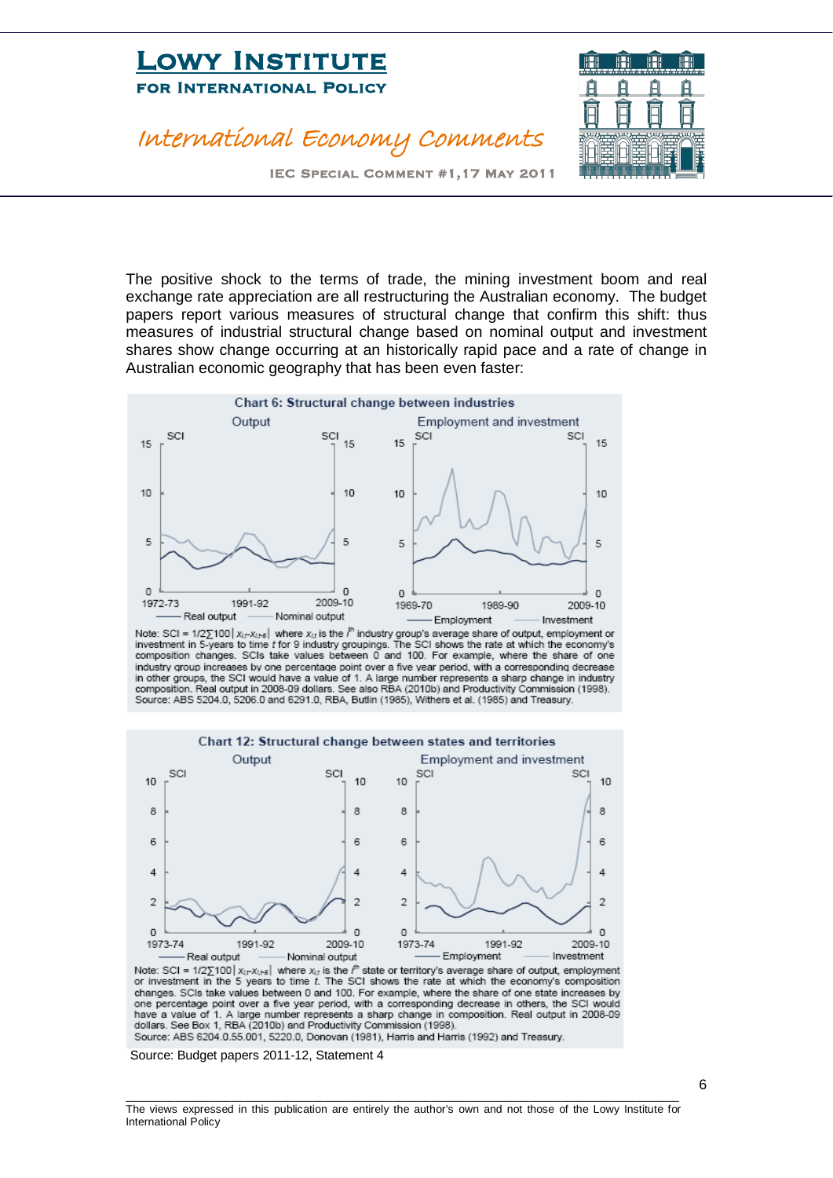The positive shock to the terms of trade, the mining investment boom and real exchange rate appreciation are all restructuring the Australian economy. The budget papers report various measures of structural change that confirm this shift: thus measures of industrial structural change based on nominal output and investment shares show change occurring at an historically rapid pace and a rate of change in Australian economic geography that has been even faster:

**Chart 6: Structural change between industries**

Note: SCI = $1/2\sum 100|x_{i,t}-x_{i,t-5}|$ where $x_{i,t}$ is the $i^{th}$ industry group's average share of output, employment or investment in 5-years to time $t$ for 9 industry groupings. The SCI shows the rate at which the economy's composition changes. SCIs take values between 0 and 100. For example, where the share of one industry group increases by one percentage point over a five year period, with a corresponding decrease in other groups, the SCI would have a value of 1. A large number represents a sharp change in industry composition. Real output in 2008-09 dollars. See also RBA (2010b) and Productivity Commission (1998).
Source: ABS 5204.0, 5206.0 and 6291.0, RBA, Butlin (1985), Withers et al. (1985) and Treasury.

**Chart 12: Structural change between states and territories**

Note: SCI = $1/2\sum 100|x_{i,t}-x_{i,t-5}|$ where $x_{i,t}$ is the $i^{th}$ state or territory's average share of output, employment or investment in the 5 years to time $t$. The SCI shows the rate at which the economy's composition changes. SCIs take values between 0 and 100. For example, where the share of one state increases by one percentage point over a five year period, with a corresponding decrease in others, the SCI would have a value of 1. A large number represents a sharp change in composition. Real output in 2008-09 dollars. See Box 1, RBA (2010b) and Productivity Commission (1998).
Source: ABS 6204.0.55.001, 5220.0, Donovan (1981), Harris and Harris (1992) and Treasury.

Source: Budget papers 2011-12, Statement 4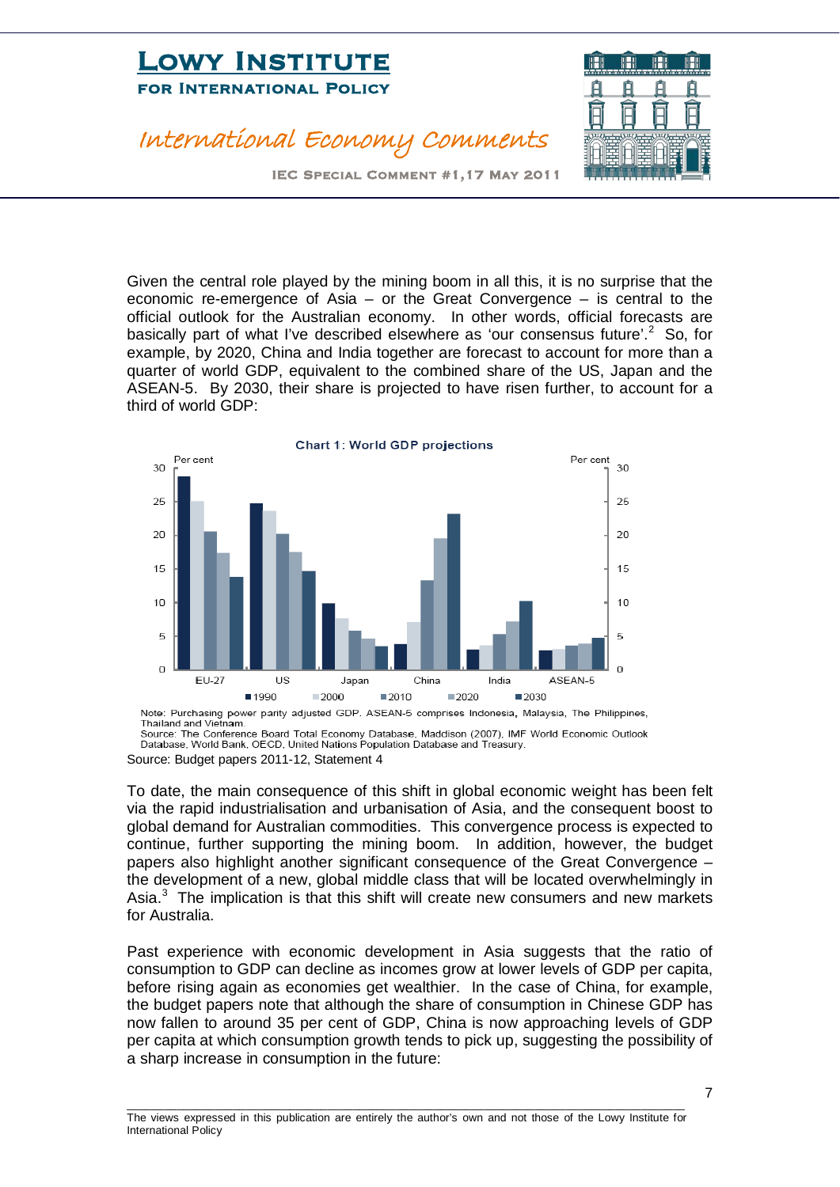Given the central role played by the mining boom in all this, it is no surprise that the economic re-emergence of Asia – or the Great Convergence – is central to the official outlook for the Australian economy. In other words, official forecasts are basically part of what I've described elsewhere as 'our consensus future'.[2] So, for example, by 2020, China and India together are forecast to account for more than a quarter of world GDP, equivalent to the combined share of the US, Japan and the ASEAN-5. By 2030, their share is projected to have risen further, to account for a third of world GDP:

**Chart 1: World GDP projections**

Note: Purchasing power parity adjusted GDP. ASEAN-5 comprises Indonesia, Malaysia, The Philippines, Thailand and Vietnam.
Source: The Conference Board Total Economy Database, Maddison (2007), IMF World Economic Outlook Database, World Bank, OECD, United Nations Population Database and Treasury.

Source: Budget papers 2011-12, Statement 4

To date, the main consequence of this shift in global economic weight has been felt via the rapid industrialisation and urbanisation of Asia, and the consequent boost to global demand for Australian commodities. This convergence process is expected to continue, further supporting the mining boom. In addition, however, the budget papers also highlight another significant consequence of the Great Convergence – the development of a new, global middle class that will be located overwhelmingly in Asia.[3] The implication is that this shift will create new consumers and new markets for Australia.

Past experience with economic development in Asia suggests that the ratio of consumption to GDP can decline as incomes grow at lower levels of GDP per capita, before rising again as economies get wealthier. In the case of China, for example, the budget papers note that although the share of consumption in Chinese GDP has now fallen to around 35 per cent of GDP, China is now approaching levels of GDP per capita at which consumption growth tends to pick up, suggesting the possibility of a sharp increase in consumption in the future: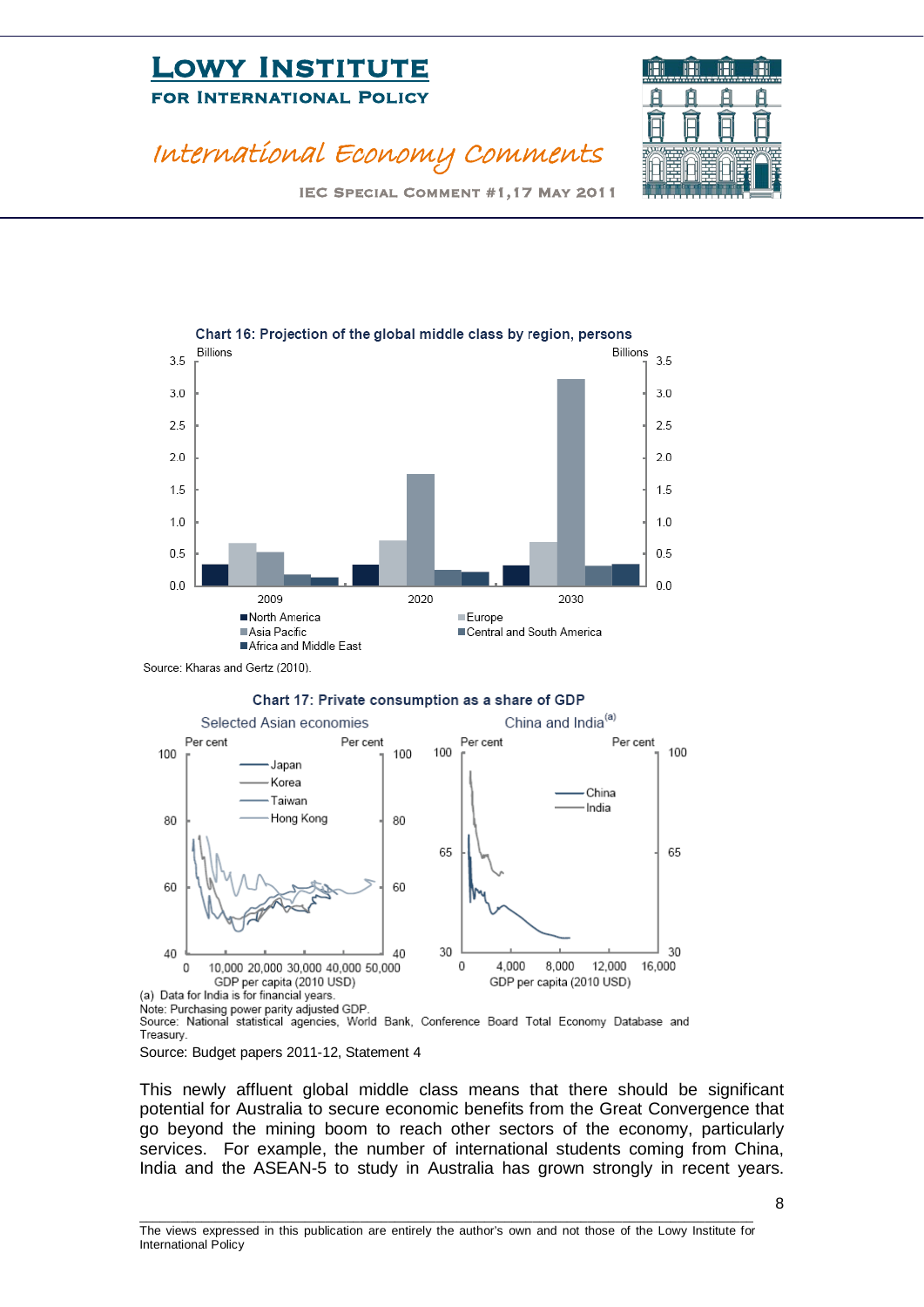**Chart 16: Projection of the global middle class by region, persons**

Source: Kharas and Gertz (2010).

**Chart 17: Private consumption as a share of GDP**

(a) Data for India is for financial years.
Note: Purchasing power parity adjusted GDP.
Source: National statistical agencies, World Bank, Conference Board Total Economy Database and Treasury.

Source: Budget papers 2011-12, Statement 4

This newly affluent global middle class means that there should be significant potential for Australia to secure economic benefits from the Great Convergence that go beyond the mining boom to reach other sectors of the economy, particularly services. For example, the number of international students coming from China, India and the ASEAN-5 to study in Australia has grown strongly in recent years.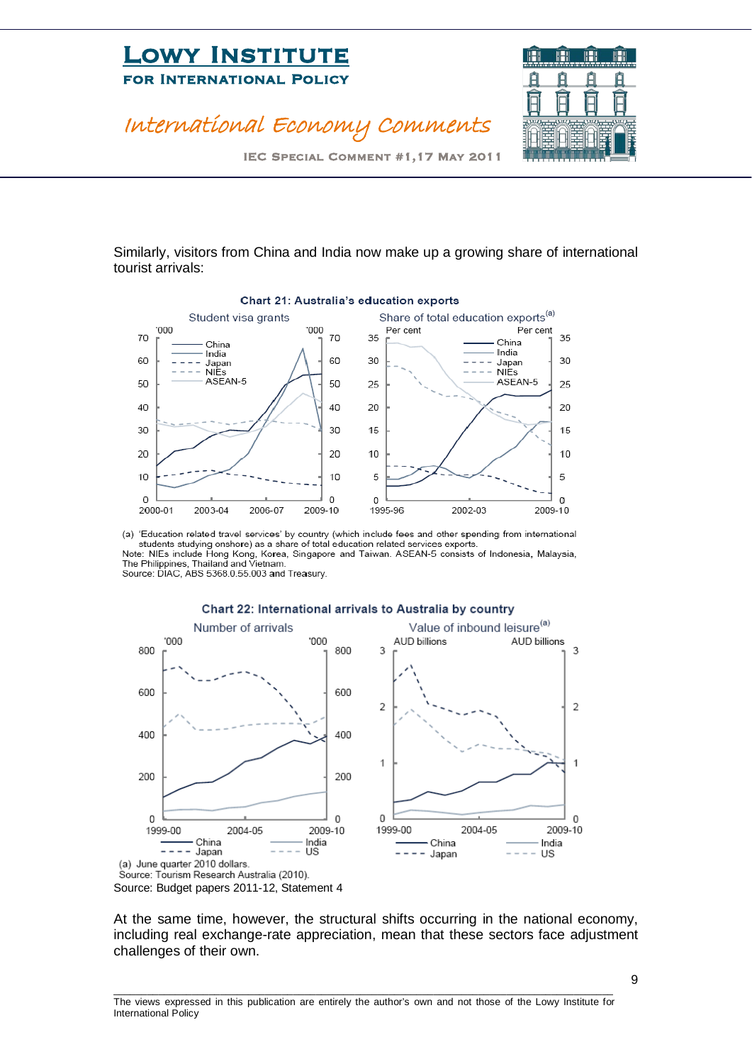Similarly, visitors from China and India now make up a growing share of international tourist arrivals:

**Chart 21: Australia's education exports**

(a) 'Education related travel services' by country (which include fees and other spending from international students studying onshore) as a share of total education related services exports.
Note: NIEs include Hong Kong, Korea, Singapore and Taiwan. ASEAN-5 consists of Indonesia, Malaysia, The Philippines, Thailand and Vietnam.
Source: DIAC, ABS 5368.0.55.003 and Treasury.

**Chart 22: International arrivals to Australia by country**

(a) June quarter 2010 dollars.
Source: Tourism Research Australia (2010).

Source: Budget papers 2011-12, Statement 4

At the same time, however, the structural shifts occurring in the national economy, including real exchange-rate appreciation, mean that these sectors face adjustment challenges of their own.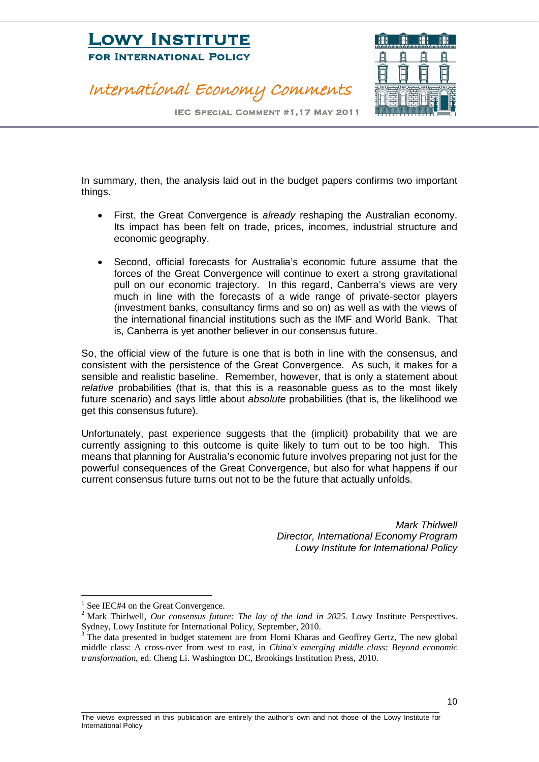In summary, then, the analysis laid out in the budget papers confirms two important things.

- First, the Great Convergence is *already* reshaping the Australian economy. Its impact has been felt on trade, prices, incomes, industrial structure and economic geography.

- Second, official forecasts for Australia's economic future assume that the forces of the Great Convergence will continue to exert a strong gravitational pull on our economic trajectory. In this regard, Canberra's views are very much in line with the forecasts of a wide range of private-sector players (investment banks, consultancy firms and so on) as well as with the views of the international financial institutions such as the IMF and World Bank. That is, Canberra is yet another believer in our consensus future.

So, the official view of the future is one that is both in line with the consensus, and consistent with the persistence of the Great Convergence. As such, it makes for a sensible and realistic baseline. Remember, however, that is only a statement about *relative* probabilities (that is, that this is a reasonable guess as to the most likely future scenario) and says little about *absolute* probabilities (that is, the likelihood we get this consensus future).

Unfortunately, past experience suggests that the (implicit) probability that we are currently assigning to this outcome is quite likely to turn out to be too high. This means that planning for Australia's economic future involves preparing not just for the powerful consequences of the Great Convergence, but also for what happens if our current consensus future turns out not to be the future that actually unfolds.

*Mark Thirlwell*
*Director, International Economy Program*
*Lowy Institute for International Policy*

---

[1] See IEC#4 on the Great Convergence.

[2] Mark Thirlwell, *Our consensus future: The lay of the land in 2025.* Lowy Institute Perspectives. Sydney, Lowy Institute for International Policy, September, 2010.

[3] The data presented in budget statement are from Homi Kharas and Geoffrey Gertz, The new global middle class: A cross-over from west to east, in *China's emerging middle class: Beyond economic transformation*, ed. Cheng Li. Washington DC, Brookings Institution Press, 2010.